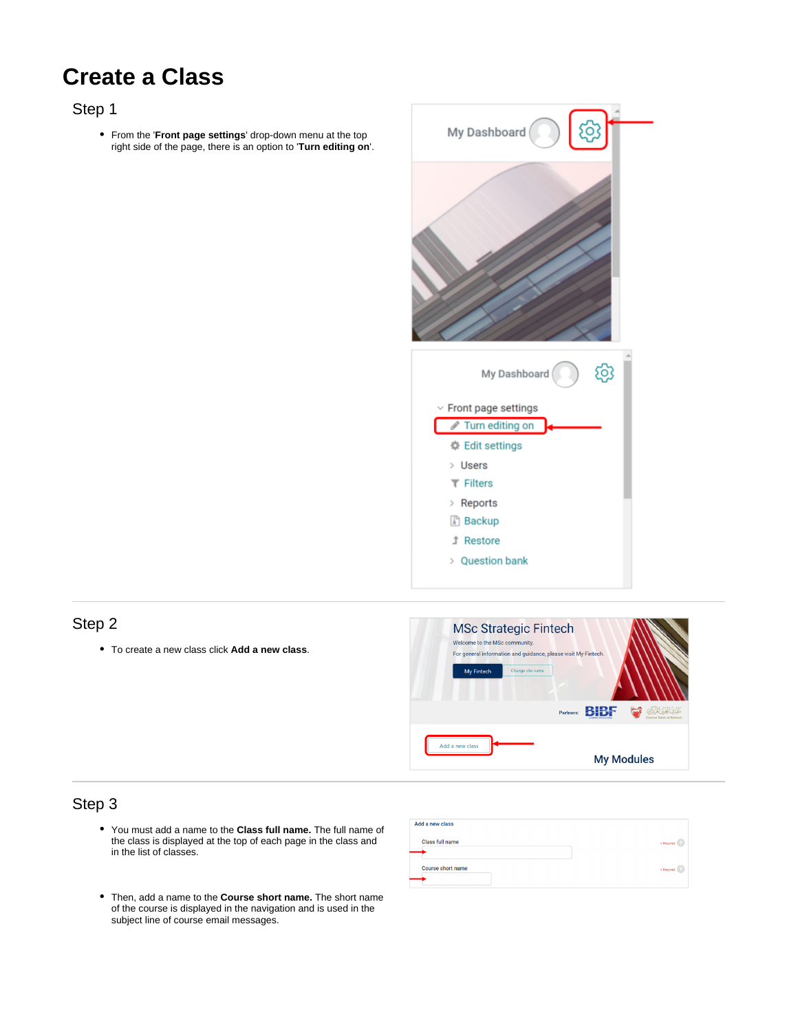# Create a Class

## Step 1

- From the '**Front page settings**' drop-down menu at the top right side of the page, there is an option to '**Turn editing on**'.

---

## Step 2

- To create a new class click **Add a new class**.

---

## Step 3

- You must add a name to the **Class full name.** The full name of the class is displayed at the top of each page in the class and in the list of classes.

- Then, add a name to the **Course short name.** The short name of the course is displayed in the navigation and is used in the subject line of course email messages.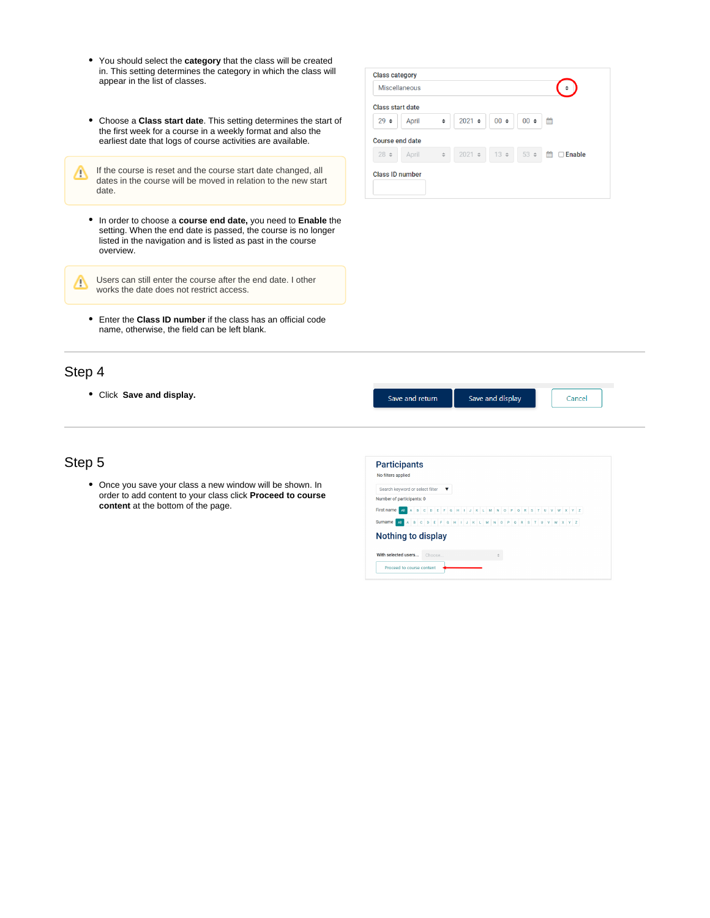- You should select the **category** that the class will be created in. This setting determines the category in which the class will appear in the list of classes.

- Choose a **Class start date**. This setting determines the start of the first week for a course in a weekly format and also the earliest date that logs of course activities are available.

> ⚠ If the course is reset and the course start date changed, all dates in the course will be moved in relation to the new start date.

- In order to choose a **course end date,** you need to **Enable** the setting. When the end date is passed, the course is no longer listed in the navigation and is listed as past in the course overview.

> ⚠ Users can still enter the course after the end date. I other works the date does not restrict access.

- Enter the **Class ID number** if the class has an official code name, otherwise, the field can be left blank.

---

## Step 4

- Click **Save and display.**

---

## Step 5

- Once you save your class a new window will be shown. In order to add content to your class click **Proceed to course content** at the bottom of the page.